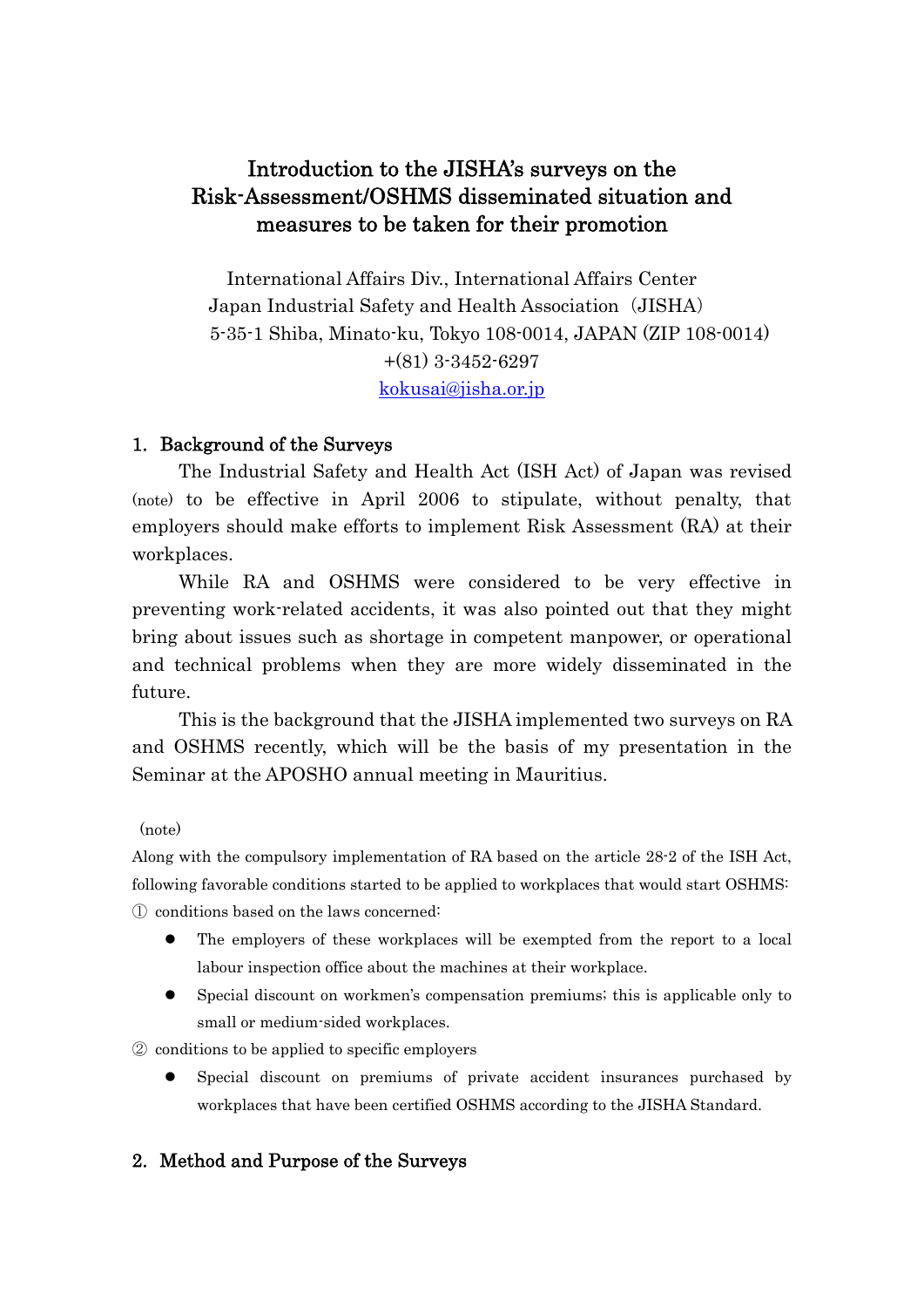# Introduction to the JISHA's surveys on the Risk-Assessment/OSHMS disseminated situation and measures to be taken for their promotion

International Affairs Div., International Affairs Center
Japan Industrial Safety and Health Association（JISHA）
5-35-1 Shiba, Minato-ku, Tokyo 108-0014, JAPAN (ZIP 108-0014)
+(81) 3-3452-6297
kokusai@jisha.or.jp

## 1. Background of the Surveys

The Industrial Safety and Health Act (ISH Act) of Japan was revised (note) to be effective in April 2006 to stipulate, without penalty, that employers should make efforts to implement Risk Assessment (RA) at their workplaces.

While RA and OSHMS were considered to be very effective in preventing work-related accidents, it was also pointed out that they might bring about issues such as shortage in competent manpower, or operational and technical problems when they are more widely disseminated in the future.

This is the background that the JISHA implemented two surveys on RA and OSHMS recently, which will be the basis of my presentation in the Seminar at the APOSHO annual meeting in Mauritius.

(note)

Along with the compulsory implementation of RA based on the article 28-2 of the ISH Act, following favorable conditions started to be applied to workplaces that would start OSHMS:

① conditions based on the laws concerned:

- The employers of these workplaces will be exempted from the report to a local labour inspection office about the machines at their workplace.
- Special discount on workmen's compensation premiums; this is applicable only to small or medium-sided workplaces.

② conditions to be applied to specific employers

- Special discount on premiums of private accident insurances purchased by workplaces that have been certified OSHMS according to the JISHA Standard.

## 2. Method and Purpose of the Surveys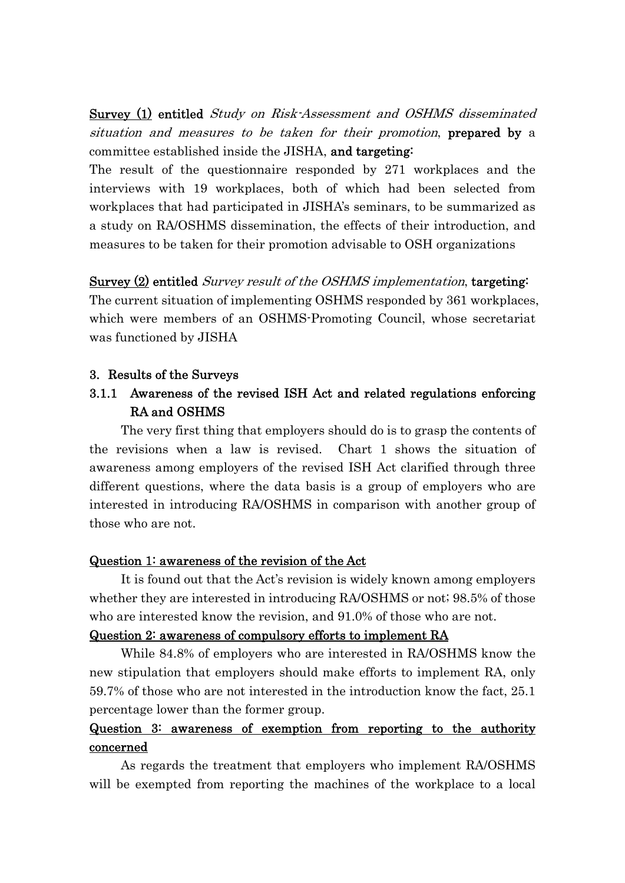**Survey (1) entitled** *Study on Risk-Assessment and OSHMS disseminated situation and measures to be taken for their promotion*, **prepared by** a committee established inside the JISHA, **and targeting:**

The result of the questionnaire responded by 271 workplaces and the interviews with 19 workplaces, both of which had been selected from workplaces that had participated in JISHA's seminars, to be summarized as a study on RA/OSHMS dissemination, the effects of their introduction, and measures to be taken for their promotion advisable to OSH organizations

**Survey (2) entitled** *Survey result of the OSHMS implementation*, **targeting:**

The current situation of implementing OSHMS responded by 361 workplaces, which were members of an OSHMS-Promoting Council, whose secretariat was functioned by JISHA

## 3. Results of the Surveys

### 3.1.1 Awareness of the revised ISH Act and related regulations enforcing RA and OSHMS

The very first thing that employers should do is to grasp the contents of the revisions when a law is revised. Chart 1 shows the situation of awareness among employers of the revised ISH Act clarified through three different questions, where the data basis is a group of employers who are interested in introducing RA/OSHMS in comparison with another group of those who are not.

**Question 1: awareness of the revision of the Act**

It is found out that the Act's revision is widely known among employers whether they are interested in introducing RA/OSHMS or not; 98.5% of those who are interested know the revision, and 91.0% of those who are not.

**Question 2: awareness of compulsory efforts to implement RA**

While 84.8% of employers who are interested in RA/OSHMS know the new stipulation that employers should make efforts to implement RA, only 59.7% of those who are not interested in the introduction know the fact, 25.1 percentage lower than the former group.

**Question 3: awareness of exemption from reporting to the authority concerned**

As regards the treatment that employers who implement RA/OSHMS will be exempted from reporting the machines of the workplace to a local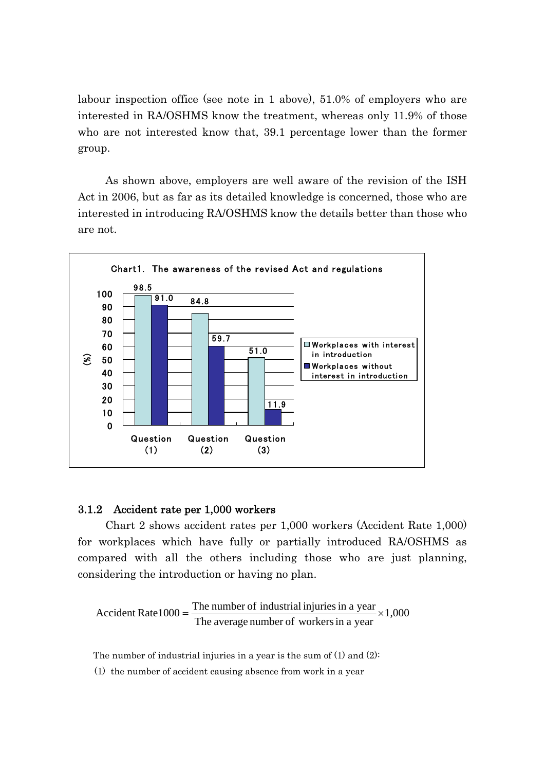labour inspection office (see note in 1 above), 51.0% of employers who are interested in RA/OSHMS know the treatment, whereas only 11.9% of those who are not interested know that, 39.1 percentage lower than the former group.

As shown above, employers are well aware of the revision of the ISH Act in 2006, but as far as its detailed knowledge is concerned, those who are interested in introducing RA/OSHMS know the details better than those who are not.

Chart1. The awareness of the revised Act and regulations

| (%) | Question (1) | Question (2) | Question (3) |
|---|---|---|---|
| Workplaces with interest in introduction | 98.5 | 84.8 | 51.0 |
| Workplaces without interest in introduction | 91.0 | 59.7 | 11.9 |

### 3.1.2 Accident rate per 1,000 workers

Chart 2 shows accident rates per 1,000 workers (Accident Rate 1,000) for workplaces which have fully or partially introduced RA/OSHMS as compared with all the others including those who are just planning, considering the introduction or having no plan.

$$\text{Accident Rate1000} = \frac{\text{The number of industrial injuries in a year}}{\text{The average number of workers in a year}} \times 1{,}000$$

The number of industrial injuries in a year is the sum of (1) and (2):

(1) the number of accident causing absence from work in a year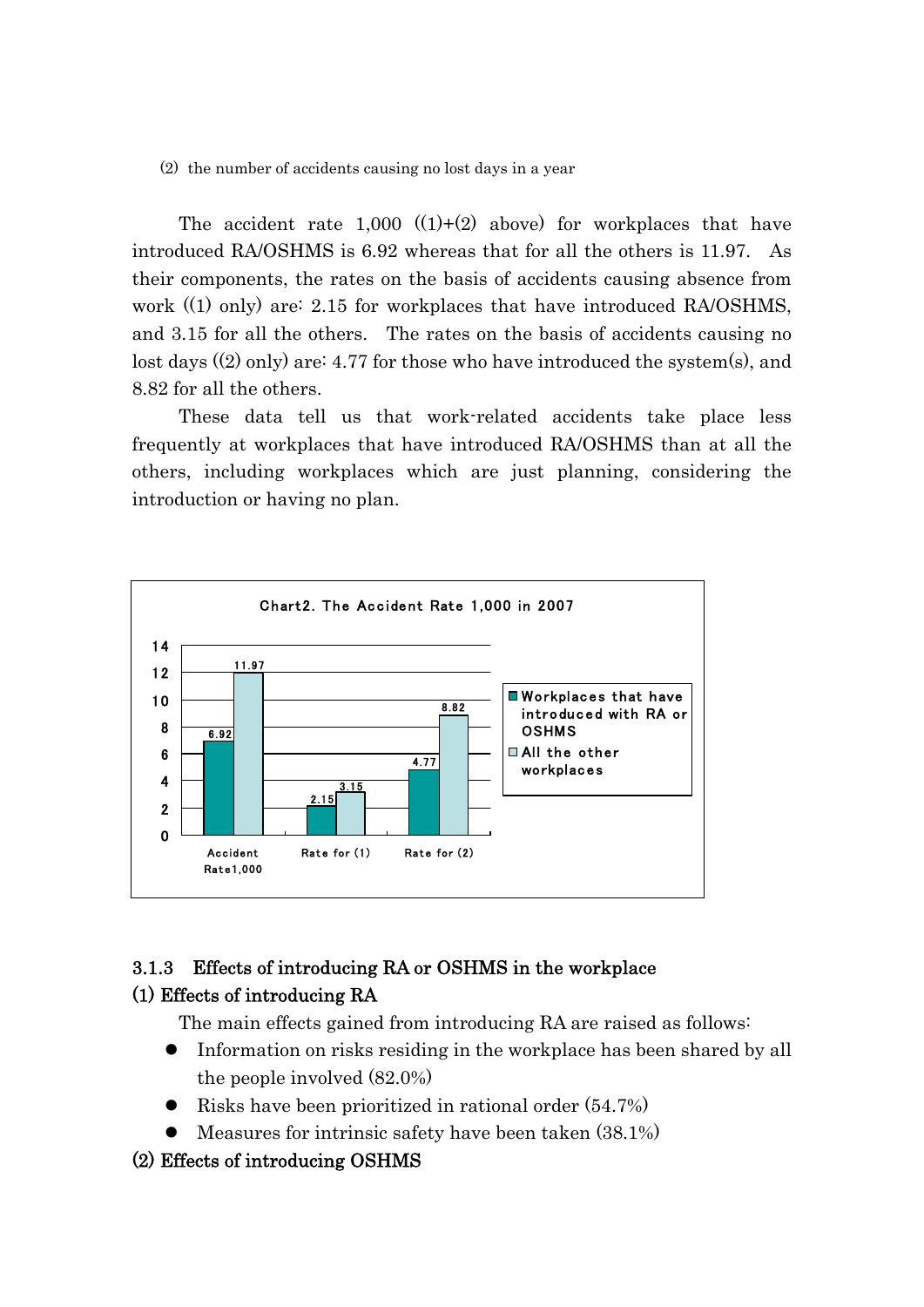(2) the number of accidents causing no lost days in a year

The accident rate 1,000 ((1)+(2) above) for workplaces that have introduced RA/OSHMS is 6.92 whereas that for all the others is 11.97. As their components, the rates on the basis of accidents causing absence from work ((1) only) are: 2.15 for workplaces that have introduced RA/OSHMS, and 3.15 for all the others. The rates on the basis of accidents causing no lost days ((2) only) are: 4.77 for those who have introduced the system(s), and 8.82 for all the others.

These data tell us that work-related accidents take place less frequently at workplaces that have introduced RA/OSHMS than at all the others, including workplaces which are just planning, considering the introduction or having no plan.

**Chart2. The Accident Rate 1,000 in 2007**

| | Workplaces that have introduced with RA or OSHMS | All the other workplaces |
|---|---|---|
| Accident Rate1,000 | 6.92 | 11.97 |
| Rate for (1) | 2.15 | 3.15 |
| Rate for (2) | 4.77 | 8.82 |

### 3.1.3 Effects of introducing RA or OSHMS in the workplace

#### (1) Effects of introducing RA

The main effects gained from introducing RA are raised as follows:

- Information on risks residing in the workplace has been shared by all the people involved (82.0%)
- Risks have been prioritized in rational order (54.7%)
- Measures for intrinsic safety have been taken (38.1%)

#### (2) Effects of introducing OSHMS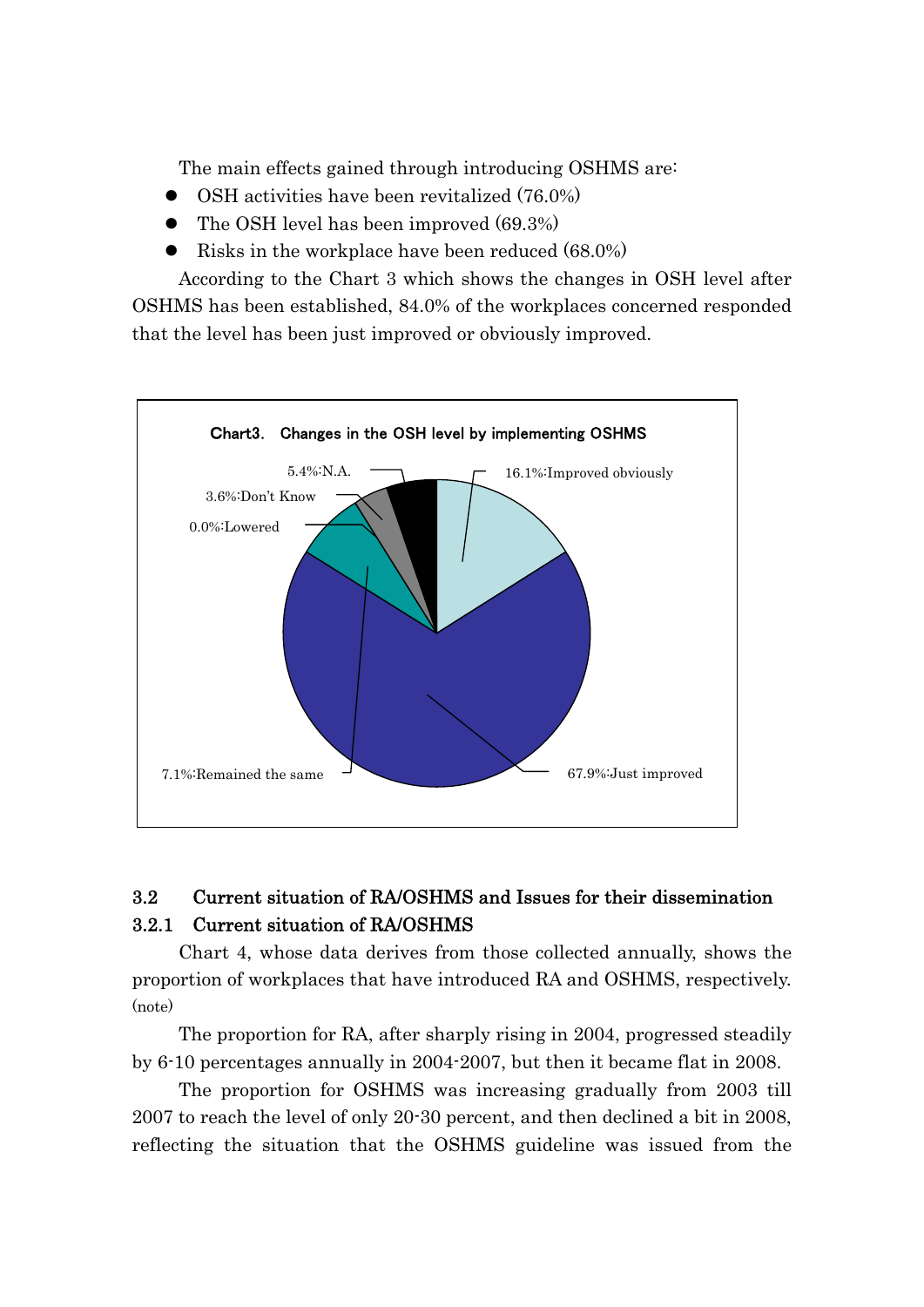The main effects gained through introducing OSHMS are:

- OSH activities have been revitalized (76.0%)
- The OSH level has been improved (69.3%)
- Risks in the workplace have been reduced (68.0%)

According to the Chart 3 which shows the changes in OSH level after OSHMS has been established, 84.0% of the workplaces concerned responded that the level has been just improved or obviously improved.

**Chart3. Changes in the OSH level by implementing OSHMS**

| Response | Percentage |
|---|---|
| Improved obviously | 16.1% |
| Just improved | 67.9% |
| Remained the same | 7.1% |
| Lowered | 0.0% |
| Don't Know | 3.6% |
| N.A. | 5.4% |

### 3.2 Current situation of RA/OSHMS and Issues for their dissemination

#### 3.2.1 Current situation of RA/OSHMS

Chart 4, whose data derives from those collected annually, shows the proportion of workplaces that have introduced RA and OSHMS, respectively. (note)

The proportion for RA, after sharply rising in 2004, progressed steadily by 6-10 percentages annually in 2004-2007, but then it became flat in 2008.

The proportion for OSHMS was increasing gradually from 2003 till 2007 to reach the level of only 20-30 percent, and then declined a bit in 2008, reflecting the situation that the OSHMS guideline was issued from the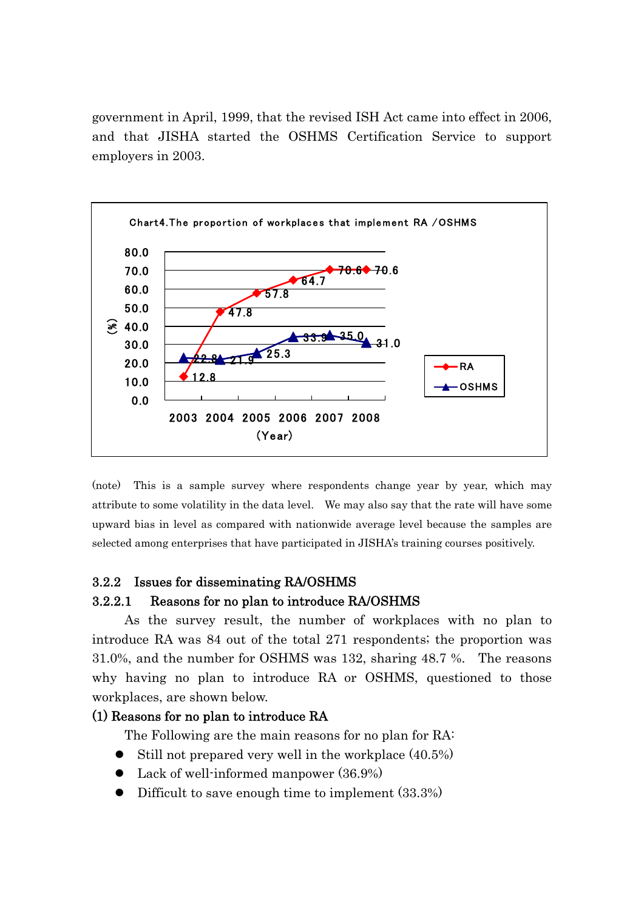government in April, 1999, that the revised ISH Act came into effect in 2006, and that JISHA started the OSHMS Certification Service to support employers in 2003.

**Chart4.The proportion of workplaces that implement RA /OSHMS**

| (Year) | 2003 | 2004 | 2005 | 2006 | 2007 | 2008 |
|---|---|---|---|---|---|---|
| RA (%) | 12.8 | 47.8 | 57.8 | 64.7 | 70.6 | 70.6 |
| OSHMS (%) | 22.8 | 21.9 | 25.3 | 33.9 | 35.0 | 31.0 |

(note)　This is a sample survey where respondents change year by year, which may attribute to some volatility in the data level.　We may also say that the rate will have some upward bias in level as compared with nationwide average level because the samples are selected among enterprises that have participated in JISHA's training courses positively.

### 3.2.2　Issues for disseminating RA/OSHMS

#### 3.2.2.1　Reasons for no plan to introduce RA/OSHMS

As the survey result, the number of workplaces with no plan to introduce RA was 84 out of the total 271 respondents; the proportion was 31.0%, and the number for OSHMS was 132, sharing 48.7 %.　The reasons why having no plan to introduce RA or OSHMS, questioned to those workplaces, are shown below.

**(1) Reasons for no plan to introduce RA**

The Following are the main reasons for no plan for RA:

- Still not prepared very well in the workplace (40.5%)
- Lack of well-informed manpower (36.9%)
- Difficult to save enough time to implement (33.3%)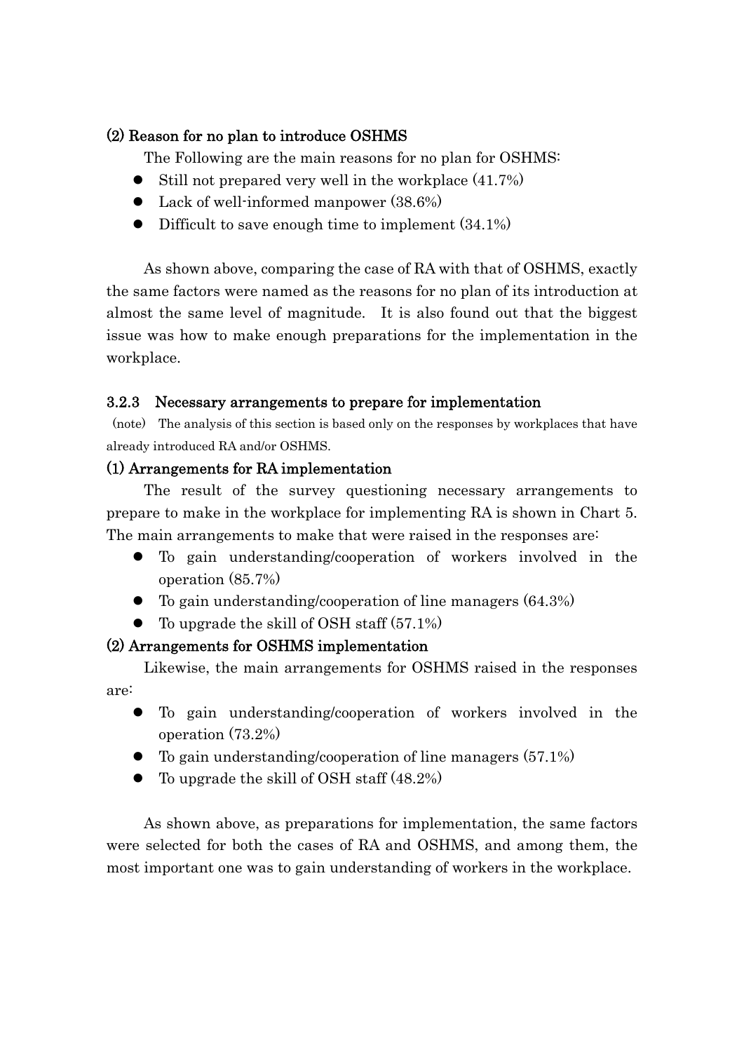#### (2) Reason for no plan to introduce OSHMS

The Following are the main reasons for no plan for OSHMS:

- Still not prepared very well in the workplace (41.7%)
- Lack of well-informed manpower (38.6%)
- Difficult to save enough time to implement (34.1%)

As shown above, comparing the case of RA with that of OSHMS, exactly the same factors were named as the reasons for no plan of its introduction at almost the same level of magnitude. It is also found out that the biggest issue was how to make enough preparations for the implementation in the workplace.

### 3.2.3 Necessary arrangements to prepare for implementation

(note) The analysis of this section is based only on the responses by workplaces that have already introduced RA and/or OSHMS.

#### (1) Arrangements for RA implementation

The result of the survey questioning necessary arrangements to prepare to make in the workplace for implementing RA is shown in Chart 5. The main arrangements to make that were raised in the responses are:

- To gain understanding/cooperation of workers involved in the operation (85.7%)
- To gain understanding/cooperation of line managers (64.3%)
- To upgrade the skill of OSH staff (57.1%)

#### (2) Arrangements for OSHMS implementation

Likewise, the main arrangements for OSHMS raised in the responses are:

- To gain understanding/cooperation of workers involved in the operation (73.2%)
- To gain understanding/cooperation of line managers (57.1%)
- To upgrade the skill of OSH staff (48.2%)

As shown above, as preparations for implementation, the same factors were selected for both the cases of RA and OSHMS, and among them, the most important one was to gain understanding of workers in the workplace.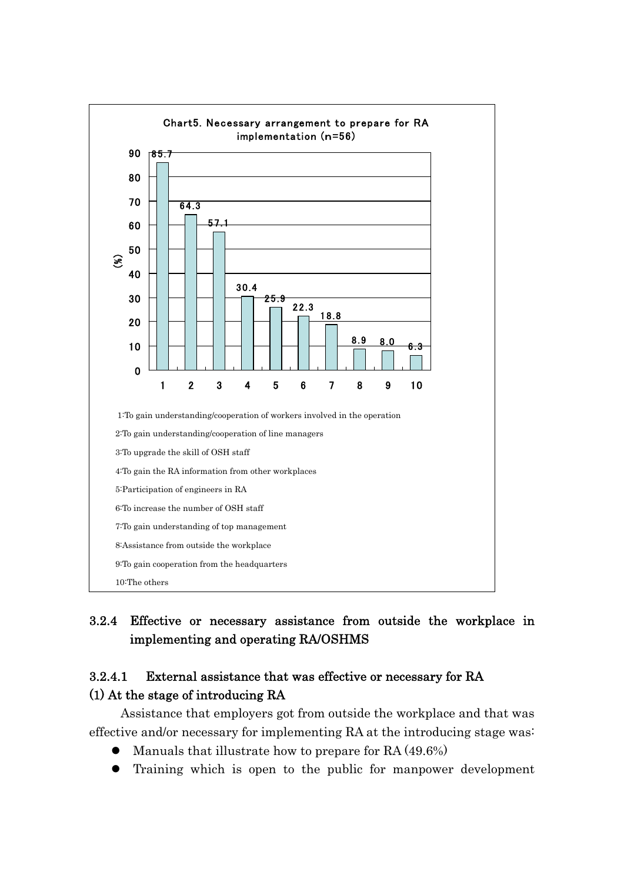**Chart5. Necessary arrangement to prepare for RA implementation (n=56)**

| Item | (%) |
|---|---|
| 1 | 85.7 |
| 2 | 64.3 |
| 3 | 57.1 |
| 4 | 30.4 |
| 5 | 25.9 |
| 6 | 22.3 |
| 7 | 18.8 |
| 8 | 8.9 |
| 9 | 8.0 |
| 10 | 6.3 |

1:To gain understanding/cooperation of workers involved in the operation

2:To gain understanding/cooperation of line managers

3:To upgrade the skill of OSH staff

4:To gain the RA information from other workplaces

5:Participation of engineers in RA

6:To increase the number of OSH staff

7:To gain understanding of top management

8:Assistance from outside the workplace

9:To gain cooperation from the headquarters

10:The others

### 3.2.4 Effective or necessary assistance from outside the workplace in implementing and operating RA/OSHMS

#### 3.2.4.1 External assistance that was effective or necessary for RA

**(1) At the stage of introducing RA**

Assistance that employers got from outside the workplace and that was effective and/or necessary for implementing RA at the introducing stage was:

- Manuals that illustrate how to prepare for RA (49.6%)
- Training which is open to the public for manpower development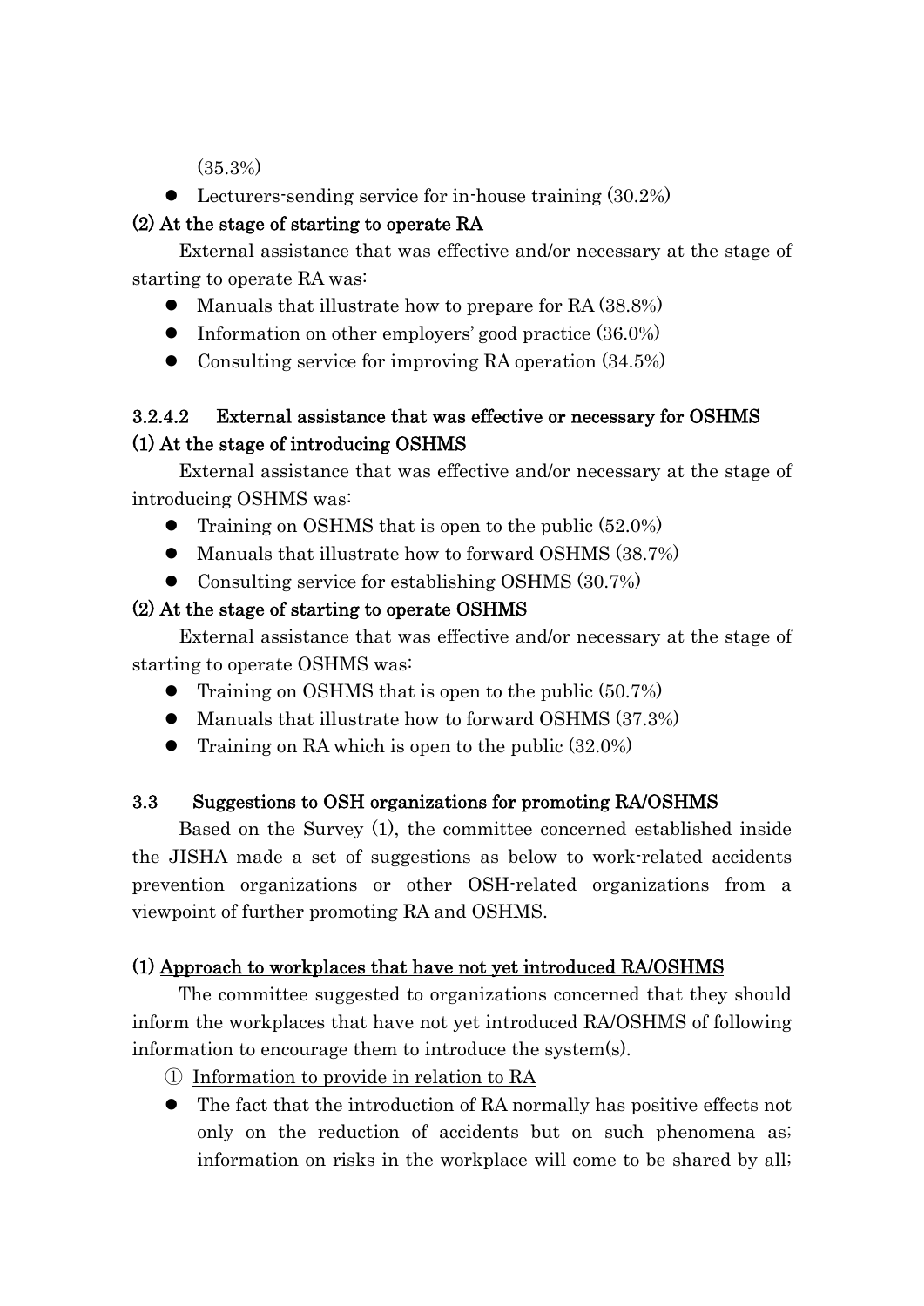(35.3%)

- Lecturers-sending service for in-house training (30.2%)

**(2) At the stage of starting to operate RA**

External assistance that was effective and/or necessary at the stage of starting to operate RA was:

- Manuals that illustrate how to prepare for RA (38.8%)
- Information on other employers' good practice (36.0%)
- Consulting service for improving RA operation (34.5%)

### 3.2.4.2 External assistance that was effective or necessary for OSHMS

**(1) At the stage of introducing OSHMS**

External assistance that was effective and/or necessary at the stage of introducing OSHMS was:

- Training on OSHMS that is open to the public (52.0%)
- Manuals that illustrate how to forward OSHMS (38.7%)
- Consulting service for establishing OSHMS (30.7%)

**(2) At the stage of starting to operate OSHMS**

External assistance that was effective and/or necessary at the stage of starting to operate OSHMS was:

- Training on OSHMS that is open to the public (50.7%)
- Manuals that illustrate how to forward OSHMS (37.3%)
- Training on RA which is open to the public (32.0%)

## 3.3 Suggestions to OSH organizations for promoting RA/OSHMS

Based on the Survey (1), the committee concerned established inside the JISHA made a set of suggestions as below to work-related accidents prevention organizations or other OSH-related organizations from a viewpoint of further promoting RA and OSHMS.

**(1) Approach to workplaces that have not yet introduced RA/OSHMS**

The committee suggested to organizations concerned that they should inform the workplaces that have not yet introduced RA/OSHMS of following information to encourage them to introduce the system(s).

① Information to provide in relation to RA

- The fact that the introduction of RA normally has positive effects not only on the reduction of accidents but on such phenomena as; information on risks in the workplace will come to be shared by all;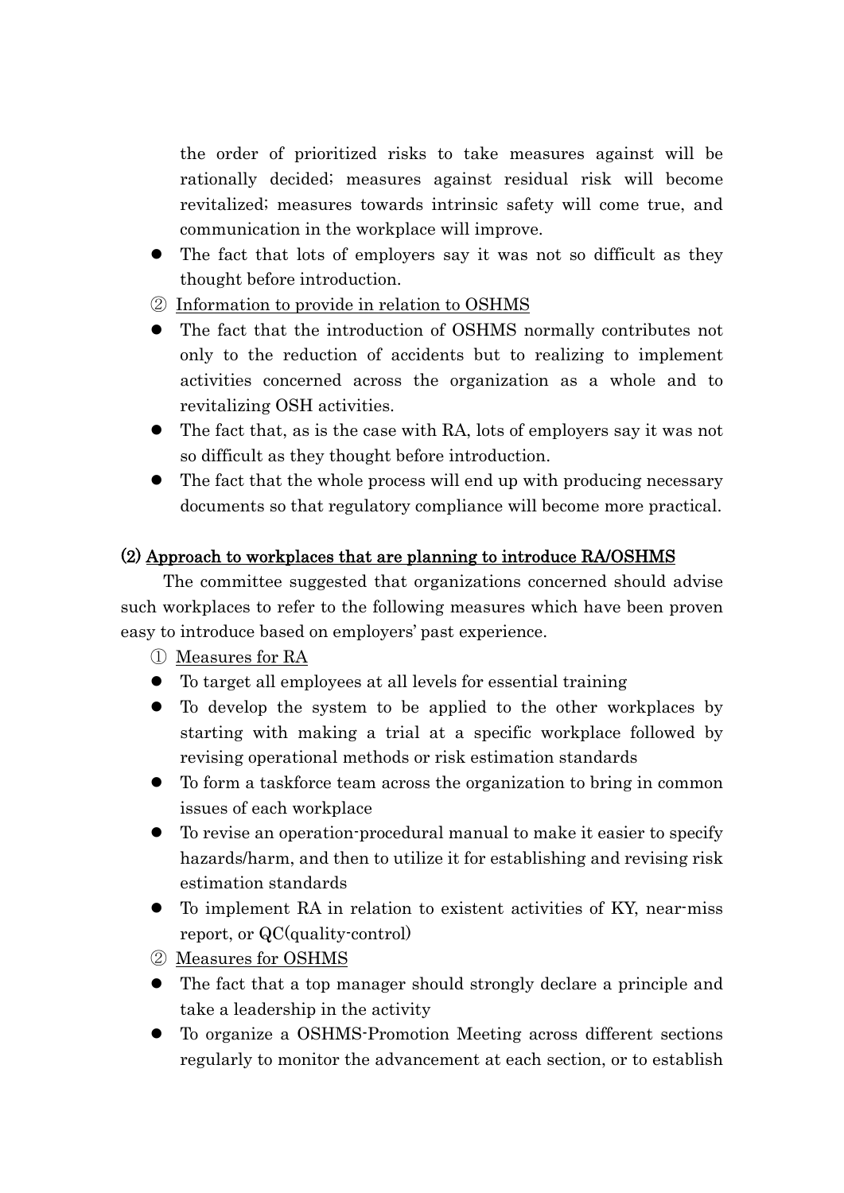the order of prioritized risks to take measures against will be rationally decided; measures against residual risk will become revitalized; measures towards intrinsic safety will come true, and communication in the workplace will improve.

- The fact that lots of employers say it was not so difficult as they thought before introduction.

② Information to provide in relation to OSHMS

- The fact that the introduction of OSHMS normally contributes not only to the reduction of accidents but to realizing to implement activities concerned across the organization as a whole and to revitalizing OSH activities.
- The fact that, as is the case with RA, lots of employers say it was not so difficult as they thought before introduction.
- The fact that the whole process will end up with producing necessary documents so that regulatory compliance will become more practical.

### (2) Approach to workplaces that are planning to introduce RA/OSHMS

The committee suggested that organizations concerned should advise such workplaces to refer to the following measures which have been proven easy to introduce based on employers' past experience.

① Measures for RA

- To target all employees at all levels for essential training
- To develop the system to be applied to the other workplaces by starting with making a trial at a specific workplace followed by revising operational methods or risk estimation standards
- To form a taskforce team across the organization to bring in common issues of each workplace
- To revise an operation-procedural manual to make it easier to specify hazards/harm, and then to utilize it for establishing and revising risk estimation standards
- To implement RA in relation to existent activities of KY, near-miss report, or QC(quality-control)

② Measures for OSHMS

- The fact that a top manager should strongly declare a principle and take a leadership in the activity
- To organize a OSHMS-Promotion Meeting across different sections regularly to monitor the advancement at each section, or to establish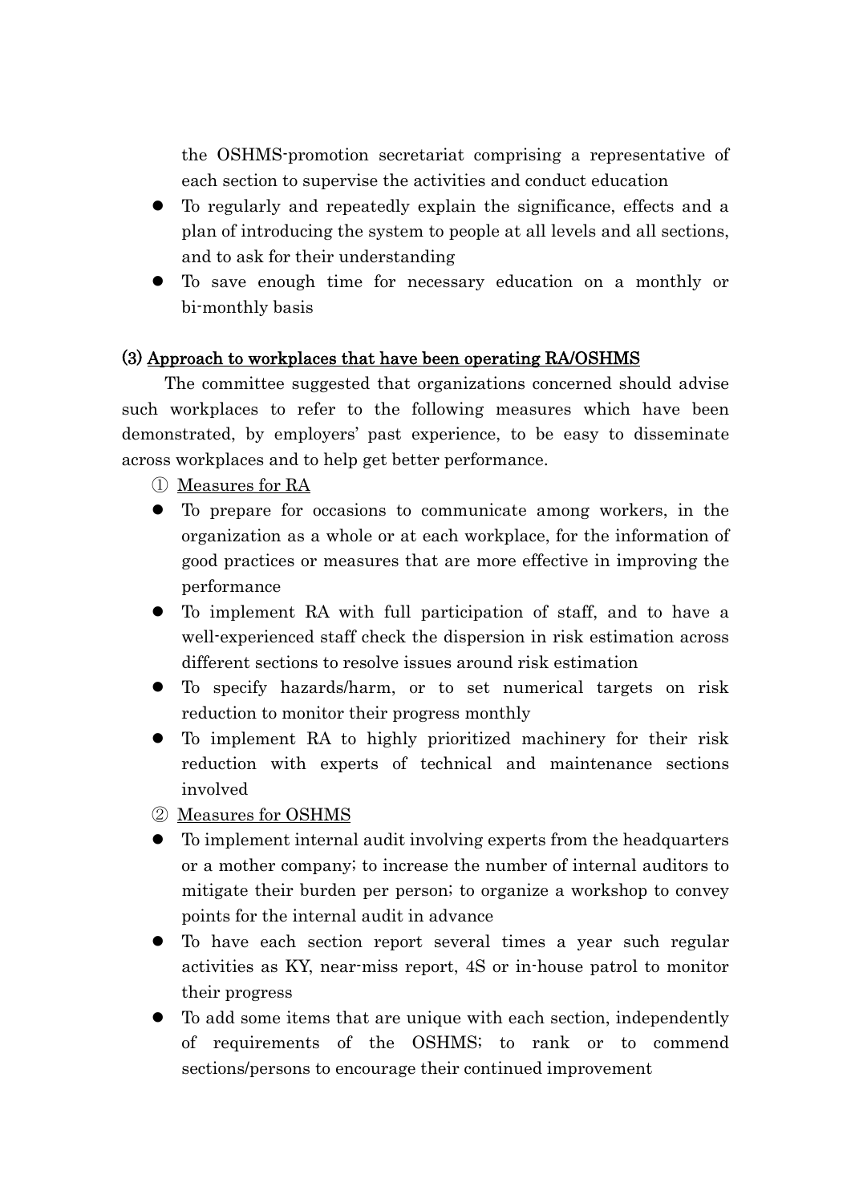the OSHMS-promotion secretariat comprising a representative of each section to supervise the activities and conduct education

- To regularly and repeatedly explain the significance, effects and a plan of introducing the system to people at all levels and all sections, and to ask for their understanding
- To save enough time for necessary education on a monthly or bi-monthly basis

### (3) Approach to workplaces that have been operating RA/OSHMS

The committee suggested that organizations concerned should advise such workplaces to refer to the following measures which have been demonstrated, by employers' past experience, to be easy to disseminate across workplaces and to help get better performance.

① Measures for RA

- To prepare for occasions to communicate among workers, in the organization as a whole or at each workplace, for the information of good practices or measures that are more effective in improving the performance
- To implement RA with full participation of staff, and to have a well-experienced staff check the dispersion in risk estimation across different sections to resolve issues around risk estimation
- To specify hazards/harm, or to set numerical targets on risk reduction to monitor their progress monthly
- To implement RA to highly prioritized machinery for their risk reduction with experts of technical and maintenance sections involved

② Measures for OSHMS

- To implement internal audit involving experts from the headquarters or a mother company; to increase the number of internal auditors to mitigate their burden per person; to organize a workshop to convey points for the internal audit in advance
- To have each section report several times a year such regular activities as KY, near-miss report, 4S or in-house patrol to monitor their progress
- To add some items that are unique with each section, independently of requirements of the OSHMS; to rank or to commend sections/persons to encourage their continued improvement